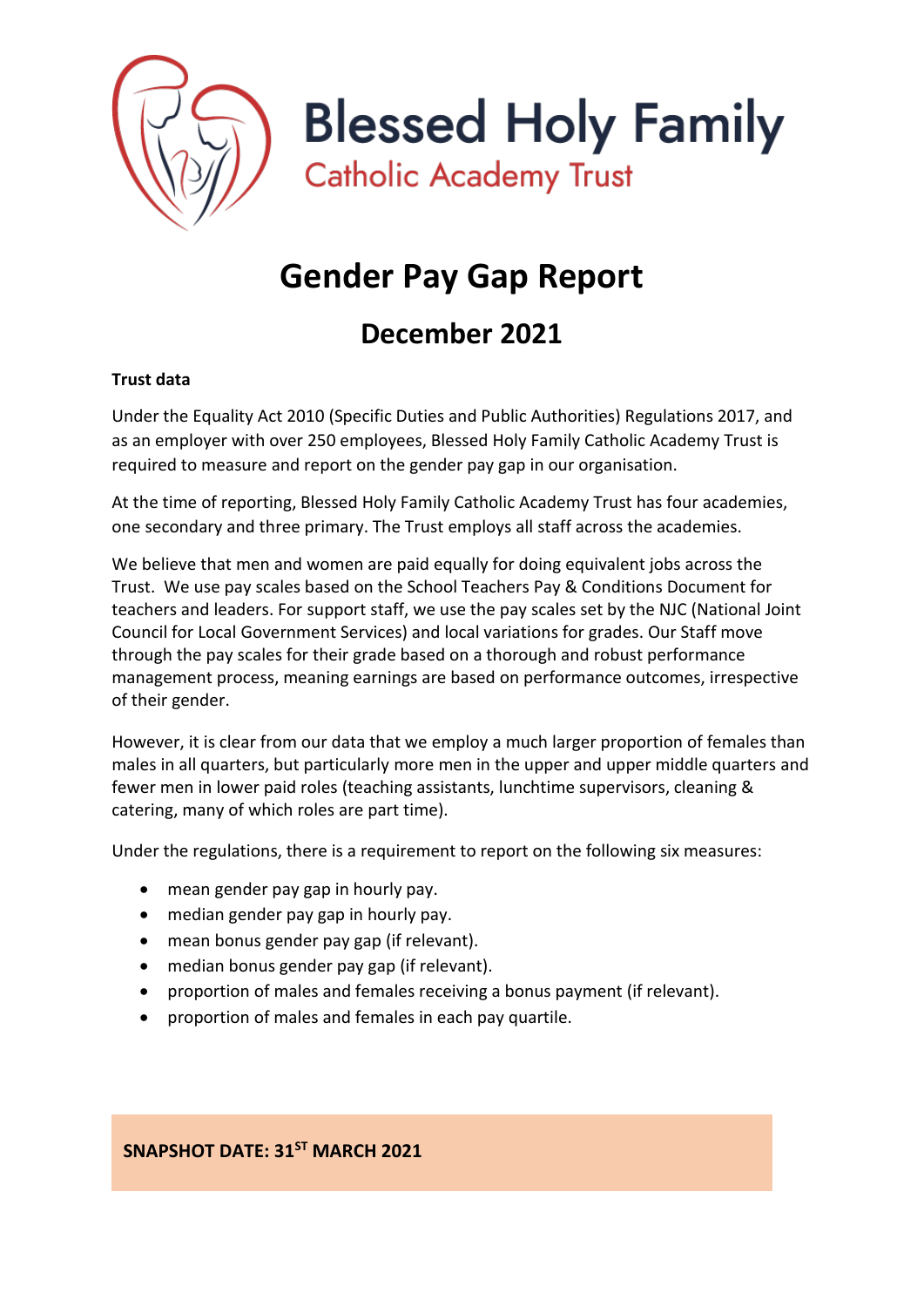Blessed Holy Family

Catholic Academy Trust

# Gender Pay Gap Report

## December 2021

**Trust data**

Under the Equality Act 2010 (Specific Duties and Public Authorities) Regulations 2017, and as an employer with over 250 employees, Blessed Holy Family Catholic Academy Trust is required to measure and report on the gender pay gap in our organisation.

At the time of reporting, Blessed Holy Family Catholic Academy Trust has four academies, one secondary and three primary. The Trust employs all staff across the academies.

We believe that men and women are paid equally for doing equivalent jobs across the Trust. We use pay scales based on the School Teachers Pay & Conditions Document for teachers and leaders. For support staff, we use the pay scales set by the NJC (National Joint Council for Local Government Services) and local variations for grades. Our Staff move through the pay scales for their grade based on a thorough and robust performance management process, meaning earnings are based on performance outcomes, irrespective of their gender.

However, it is clear from our data that we employ a much larger proportion of females than males in all quarters, but particularly more men in the upper and upper middle quarters and fewer men in lower paid roles (teaching assistants, lunchtime supervisors, cleaning & catering, many of which roles are part time).

Under the regulations, there is a requirement to report on the following six measures:

- mean gender pay gap in hourly pay.
- median gender pay gap in hourly pay.
- mean bonus gender pay gap (if relevant).
- median bonus gender pay gap (if relevant).
- proportion of males and females receiving a bonus payment (if relevant).
- proportion of males and females in each pay quartile.

**SNAPSHOT DATE: 31ST MARCH 2021**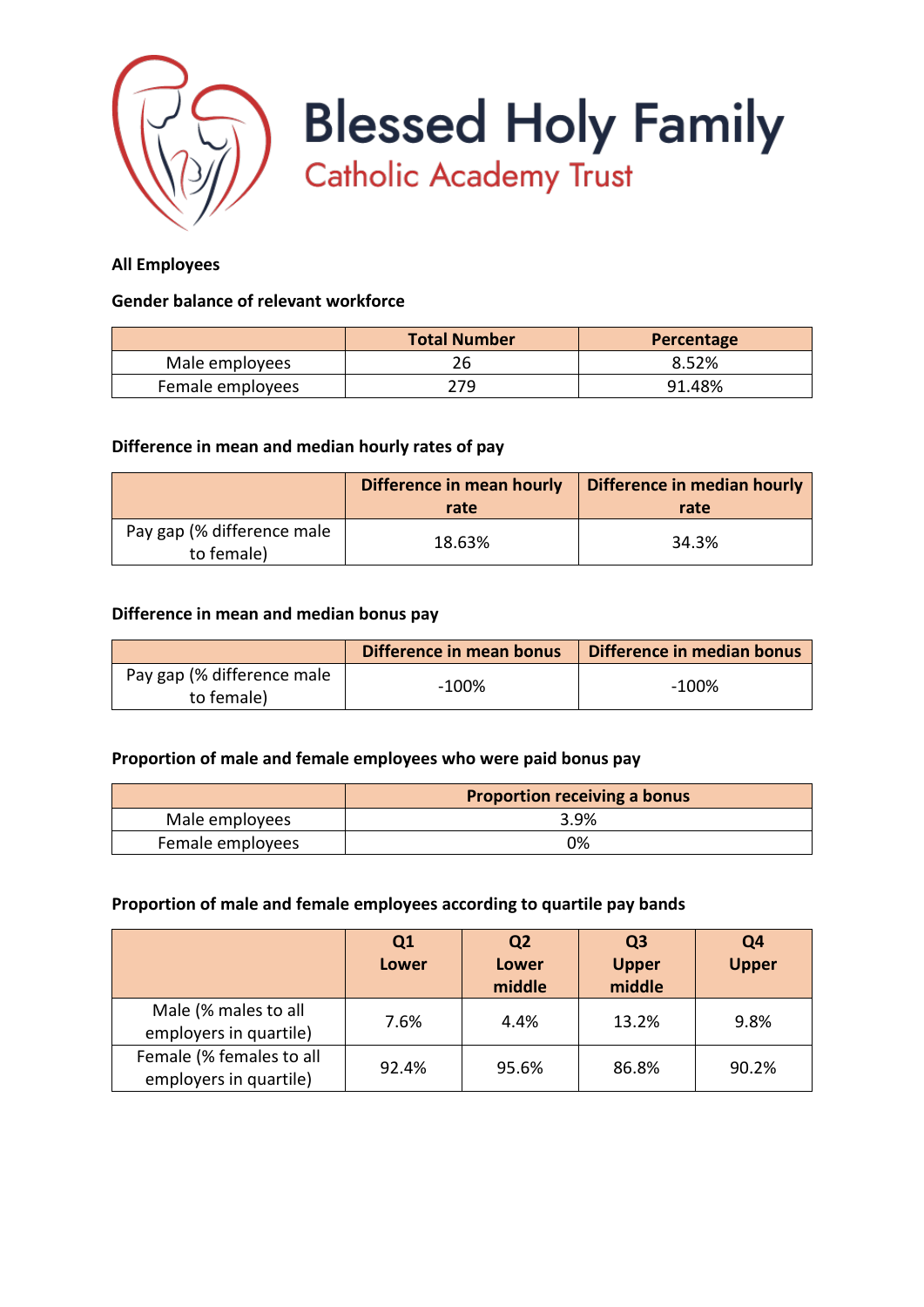# Blessed Holy Family

## Catholic Academy Trust

**All Employees**

**Gender balance of relevant workforce**

| | Total Number | Percentage |
|---|---|---|
| Male employees | 26 | 8.52% |
| Female employees | 279 | 91.48% |

**Difference in mean and median hourly rates of pay**

| | Difference in mean hourly rate | Difference in median hourly rate |
|---|---|---|
| Pay gap (% difference male to female) | 18.63% | 34.3% |

**Difference in mean and median bonus pay**

| | Difference in mean bonus | Difference in median bonus |
|---|---|---|
| Pay gap (% difference male to female) | -100% | -100% |

**Proportion of male and female employees who were paid bonus pay**

| | Proportion receiving a bonus |
|---|---|
| Male employees | 3.9% |
| Female employees | 0% |

**Proportion of male and female employees according to quartile pay bands**

| | Q1 Lower | Q2 Lower middle | Q3 Upper middle | Q4 Upper |
|---|---|---|---|---|
| Male (% males to all employers in quartile) | 7.6% | 4.4% | 13.2% | 9.8% |
| Female (% females to all employers in quartile) | 92.4% | 95.6% | 86.8% | 90.2% |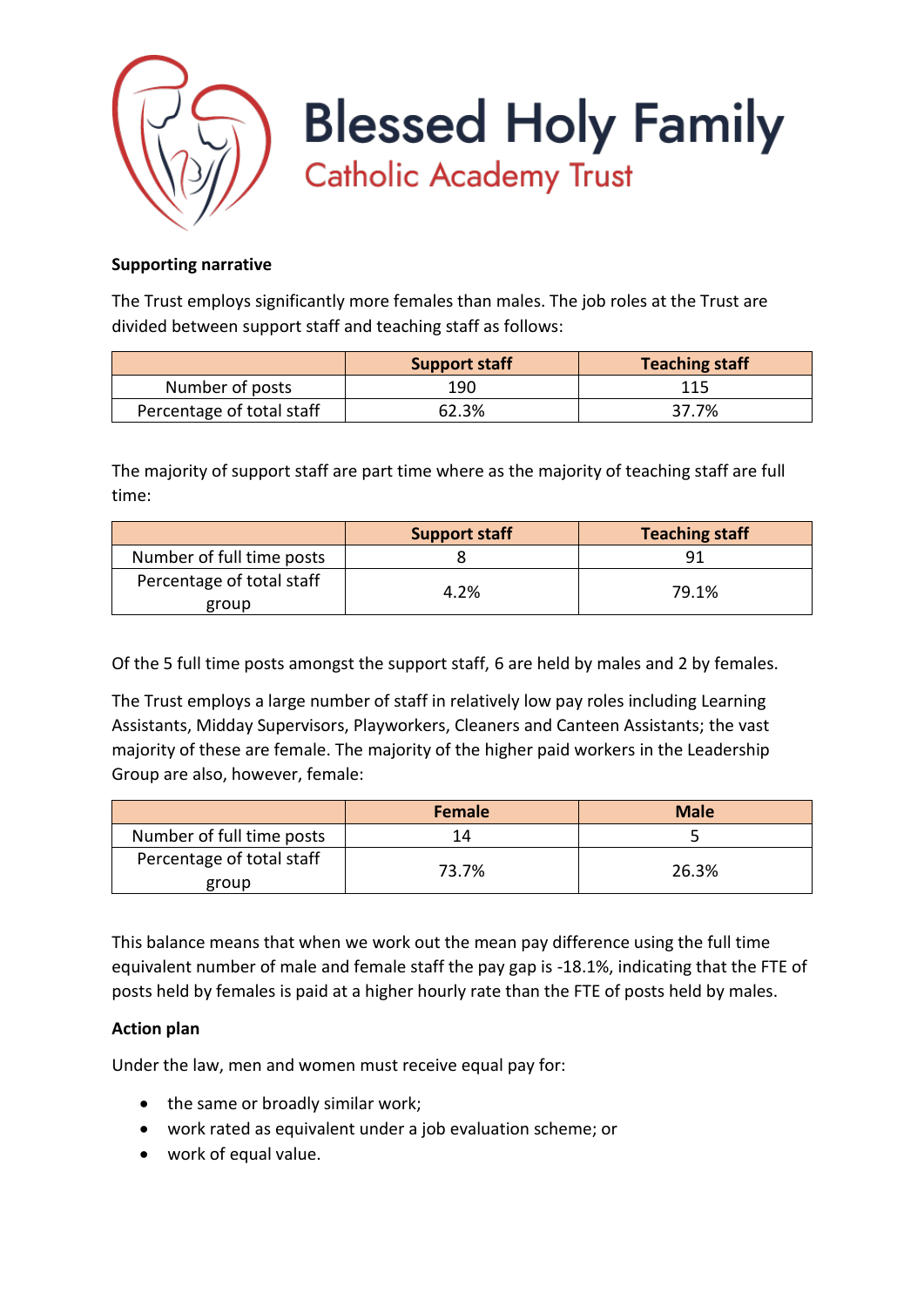**Supporting narrative**

The Trust employs significantly more females than males. The job roles at the Trust are divided between support staff and teaching staff as follows:

| | Support staff | Teaching staff |
|---|---|---|
| Number of posts | 190 | 115 |
| Percentage of total staff | 62.3% | 37.7% |

The majority of support staff are part time where as the majority of teaching staff are full time:

| | Support staff | Teaching staff |
|---|---|---|
| Number of full time posts | 8 | 91 |
| Percentage of total staff group | 4.2% | 79.1% |

Of the 5 full time posts amongst the support staff, 6 are held by males and 2 by females.

The Trust employs a large number of staff in relatively low pay roles including Learning Assistants, Midday Supervisors, Playworkers, Cleaners and Canteen Assistants; the vast majority of these are female. The majority of the higher paid workers in the Leadership Group are also, however, female:

| | Female | Male |
|---|---|---|
| Number of full time posts | 14 | 5 |
| Percentage of total staff group | 73.7% | 26.3% |

This balance means that when we work out the mean pay difference using the full time equivalent number of male and female staff the pay gap is -18.1%, indicating that the FTE of posts held by females is paid at a higher hourly rate than the FTE of posts held by males.

**Action plan**

Under the law, men and women must receive equal pay for:

- the same or broadly similar work;
- work rated as equivalent under a job evaluation scheme; or
- work of equal value.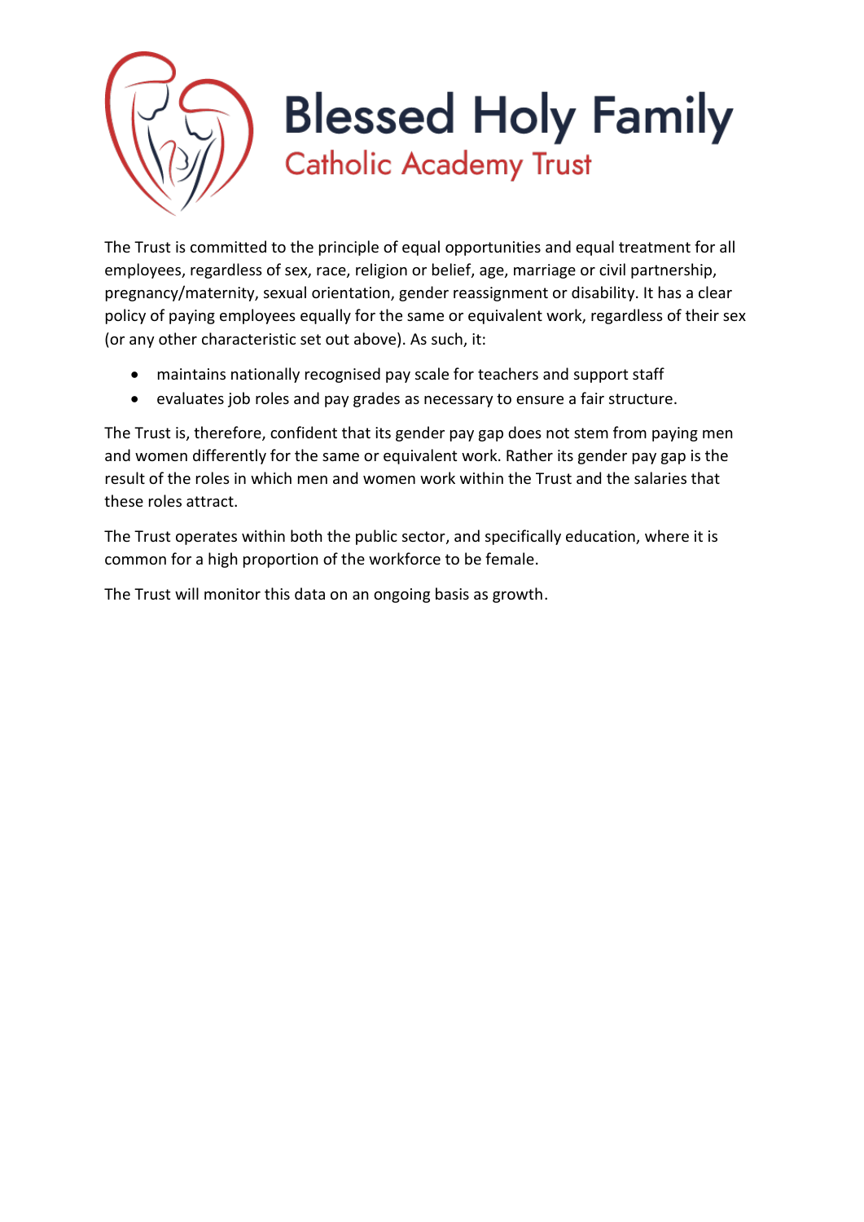The Trust is committed to the principle of equal opportunities and equal treatment for all employees, regardless of sex, race, religion or belief, age, marriage or civil partnership, pregnancy/maternity, sexual orientation, gender reassignment or disability. It has a clear policy of paying employees equally for the same or equivalent work, regardless of their sex (or any other characteristic set out above). As such, it:

- maintains nationally recognised pay scale for teachers and support staff
- evaluates job roles and pay grades as necessary to ensure a fair structure.

The Trust is, therefore, confident that its gender pay gap does not stem from paying men and women differently for the same or equivalent work. Rather its gender pay gap is the result of the roles in which men and women work within the Trust and the salaries that these roles attract.

The Trust operates within both the public sector, and specifically education, where it is common for a high proportion of the workforce to be female.

The Trust will monitor this data on an ongoing basis as growth.